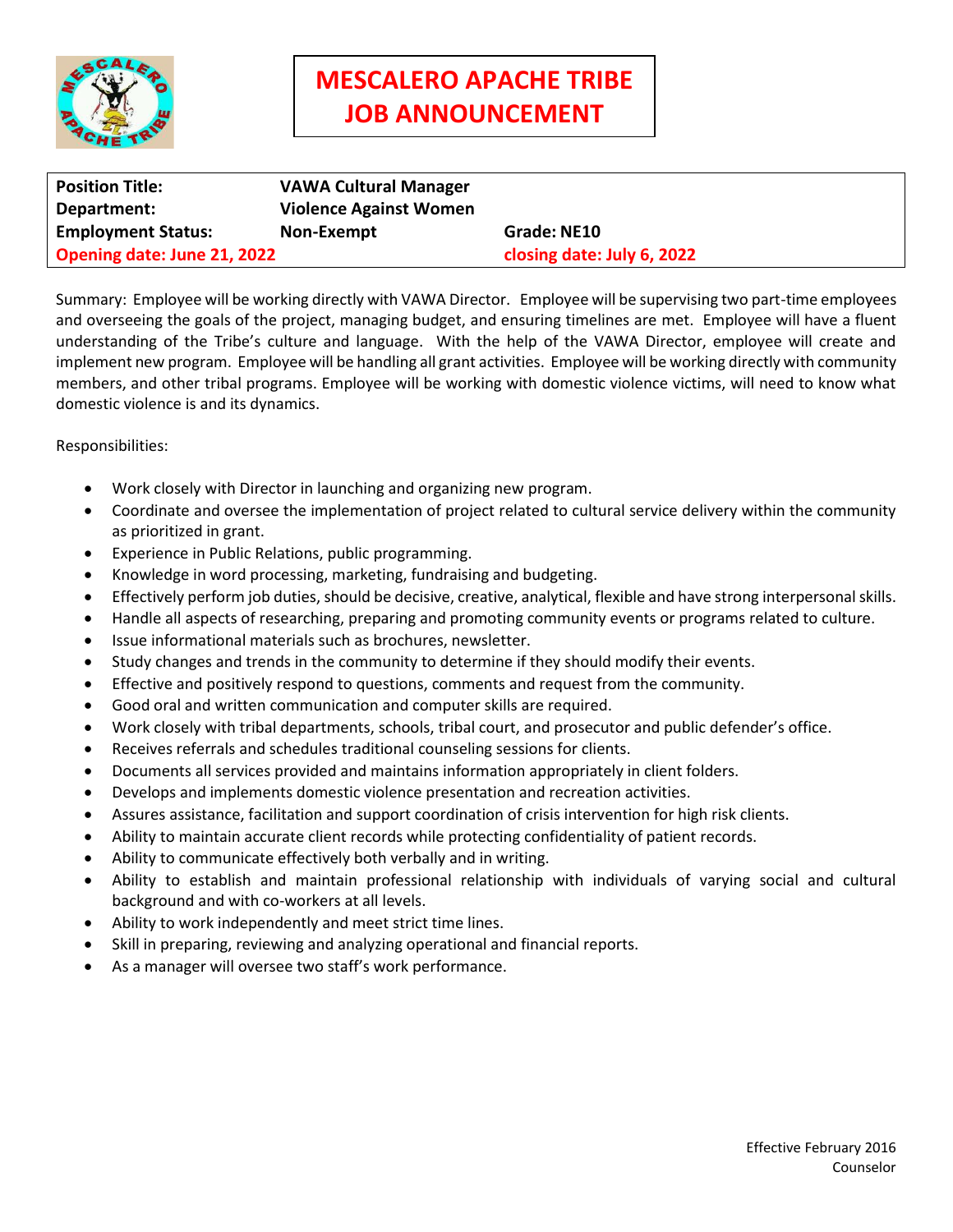# MESCALERO APACHE TRIBE JOB ANNOUNCEMENT

| | | |
|---|---|---|
| **Position Title:** | **VAWA Cultural Manager** | |
| **Department:** | **Violence Against Women** | |
| **Employment Status:** | **Non-Exempt** | **Grade: NE10** |
| **Opening date: June 21, 2022** | | **closing date: July 6, 2022** |

Summary: Employee will be working directly with VAWA Director. Employee will be supervising two part-time employees and overseeing the goals of the project, managing budget, and ensuring timelines are met. Employee will have a fluent understanding of the Tribe's culture and language. With the help of the VAWA Director, employee will create and implement new program. Employee will be handling all grant activities. Employee will be working directly with community members, and other tribal programs. Employee will be working with domestic violence victims, will need to know what domestic violence is and its dynamics.

Responsibilities:

- Work closely with Director in launching and organizing new program.
- Coordinate and oversee the implementation of project related to cultural service delivery within the community as prioritized in grant.
- Experience in Public Relations, public programming.
- Knowledge in word processing, marketing, fundraising and budgeting.
- Effectively perform job duties, should be decisive, creative, analytical, flexible and have strong interpersonal skills.
- Handle all aspects of researching, preparing and promoting community events or programs related to culture.
- Issue informational materials such as brochures, newsletter.
- Study changes and trends in the community to determine if they should modify their events.
- Effective and positively respond to questions, comments and request from the community.
- Good oral and written communication and computer skills are required.
- Work closely with tribal departments, schools, tribal court, and prosecutor and public defender's office.
- Receives referrals and schedules traditional counseling sessions for clients.
- Documents all services provided and maintains information appropriately in client folders.
- Develops and implements domestic violence presentation and recreation activities.
- Assures assistance, facilitation and support coordination of crisis intervention for high risk clients.
- Ability to maintain accurate client records while protecting confidentiality of patient records.
- Ability to communicate effectively both verbally and in writing.
- Ability to establish and maintain professional relationship with individuals of varying social and cultural background and with co-workers at all levels.
- Ability to work independently and meet strict time lines.
- Skill in preparing, reviewing and analyzing operational and financial reports.
- As a manager will oversee two staff's work performance.

Effective February 2016
Counselor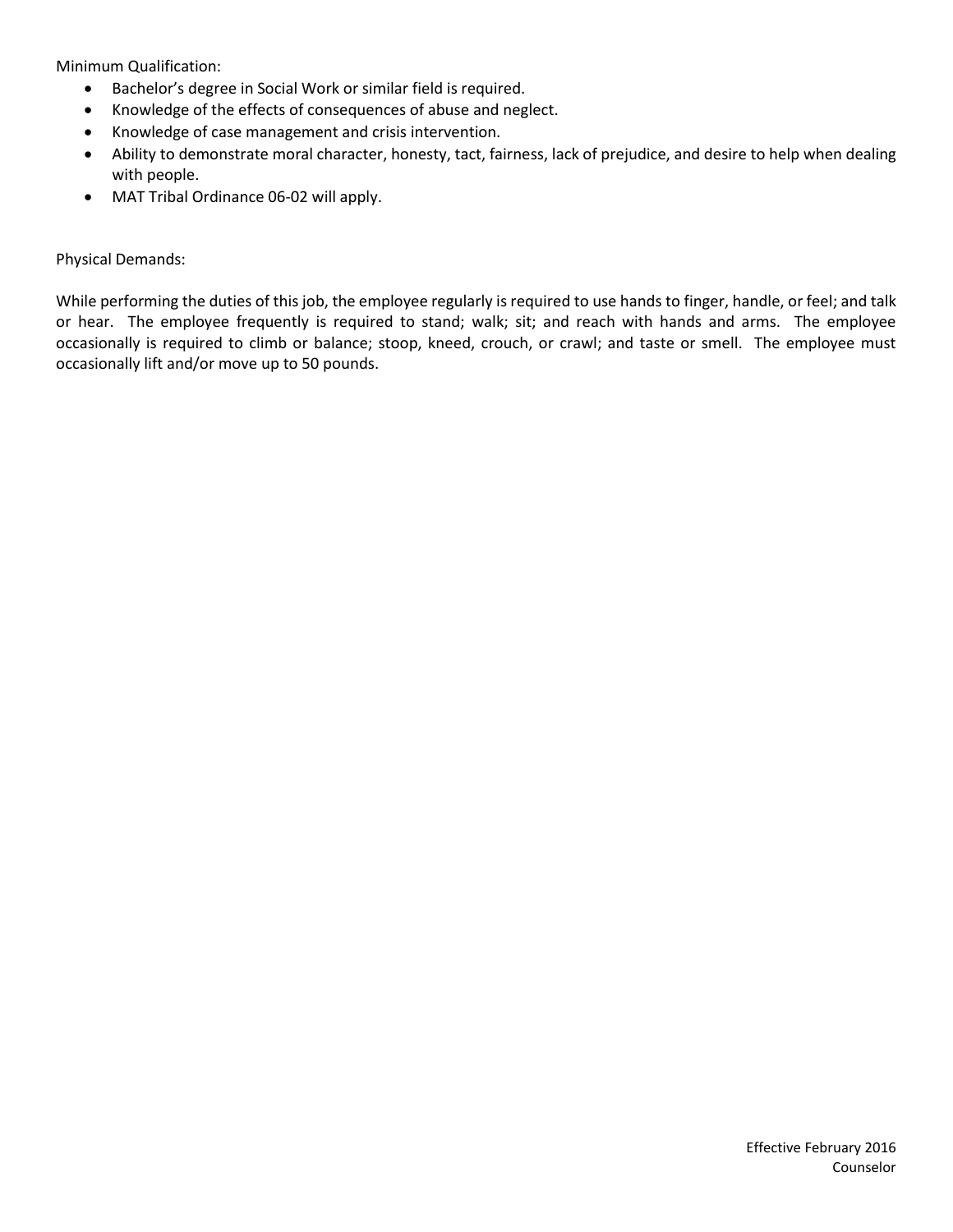Minimum Qualification:

- Bachelor's degree in Social Work or similar field is required.
- Knowledge of the effects of consequences of abuse and neglect.
- Knowledge of case management and crisis intervention.
- Ability to demonstrate moral character, honesty, tact, fairness, lack of prejudice, and desire to help when dealing with people.
- MAT Tribal Ordinance 06-02 will apply.

Physical Demands:

While performing the duties of this job, the employee regularly is required to use hands to finger, handle, or feel; and talk or hear. The employee frequently is required to stand; walk; sit; and reach with hands and arms. The employee occasionally is required to climb or balance; stoop, kneed, crouch, or crawl; and taste or smell. The employee must occasionally lift and/or move up to 50 pounds.

Effective February 2016
Counselor